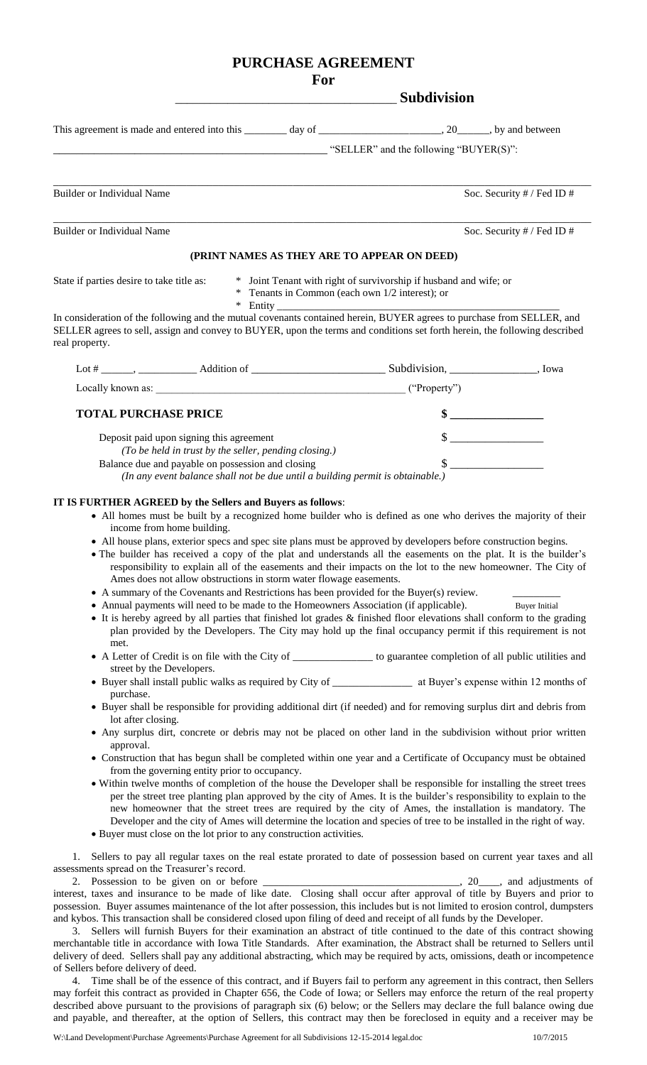# PURCHASE AGREEMENT

## For

## ___________________________________ Subdivision

This agreement is made and entered into this ________ day of _______________________, 20______, by and between _____________________________________________________ "SELLER" and the following "BUYER(S)":

_____________________________________________________________________________________________

Builder or Individual Name — Soc. Security # / Fed ID #

_____________________________________________________________________________________________

Builder or Individual Name — Soc. Security # / Fed ID #

**(PRINT NAMES AS THEY ARE TO APPEAR ON DEED)**

State if parties desire to take title as:
- \* Joint Tenant with right of survivorship if husband and wife; or
- \* Tenants in Common (each own 1/2 interest); or
- \* Entity _______________________________________________

In consideration of the following and the mutual covenants contained herein, BUYER agrees to purchase from SELLER, and SELLER agrees to sell, assign and convey to BUYER, upon the terms and conditions set forth herein, the following described real property.

Lot # ______, ___________ Addition of ________________________ Subdivision, ________________, Iowa

Locally known as: _______________________________________________ ("Property")

**TOTAL PURCHASE PRICE** **$ ________________**

Deposit paid upon signing this agreement $ ________________
*(To be held in trust by the seller, pending closing.)*

Balance due and payable on possession and closing $ ________________
*(In any event balance shall not be due until a building permit is obtainable.)*

**IT IS FURTHER AGREED by the Sellers and Buyers as follows**:

- All homes must be built by a recognized home builder who is defined as one who derives the majority of their income from home building.
- All house plans, exterior specs and spec site plans must be approved by developers before construction begins.
- The builder has received a copy of the plat and understands all the easements on the plat. It is the builder's responsibility to explain all of the easements and their impacts on the lot to the new homeowner. The City of Ames does not allow obstructions in storm water flowage easements.
- A summary of the Covenants and Restrictions has been provided for the Buyer(s) review. _________
- Annual payments will need to be made to the Homeowners Association (if applicable). Buyer Initial
- It is hereby agreed by all parties that finished lot grades & finished floor elevations shall conform to the grading plan provided by the Developers. The City may hold up the final occupancy permit if this requirement is not met.
- A Letter of Credit is on file with the City of _______________ to guarantee completion of all public utilities and street by the Developers.
- Buyer shall install public walks as required by City of _______________ at Buyer's expense within 12 months of purchase.
- Buyer shall be responsible for providing additional dirt (if needed) and for removing surplus dirt and debris from lot after closing.
- Any surplus dirt, concrete or debris may not be placed on other land in the subdivision without prior written approval.
- Construction that has begun shall be completed within one year and a Certificate of Occupancy must be obtained from the governing entity prior to occupancy.
- Within twelve months of completion of the house the Developer shall be responsible for installing the street trees per the street tree planting plan approved by the city of Ames. It is the builder's responsibility to explain to the new homeowner that the street trees are required by the city of Ames, the installation is mandatory. The Developer and the city of Ames will determine the location and species of tree to be installed in the right of way.
- Buyer must close on the lot prior to any construction activities.

1. Sellers to pay all regular taxes on the real estate prorated to date of possession based on current year taxes and all assessments spread on the Treasurer's record.

2. Possession to be given on or before ______________________________________, 20____, and adjustments of interest, taxes and insurance to be made of like date. Closing shall occur after approval of title by Buyers and prior to possession. Buyer assumes maintenance of the lot after possession, this includes but is not limited to erosion control, dumpsters and kybos. This transaction shall be considered closed upon filing of deed and receipt of all funds by the Developer.

3. Sellers will furnish Buyers for their examination an abstract of title continued to the date of this contract showing merchantable title in accordance with Iowa Title Standards. After examination, the Abstract shall be returned to Sellers until delivery of deed. Sellers shall pay any additional abstracting, which may be required by acts, omissions, death or incompetence of Sellers before delivery of deed.

4. Time shall be of the essence of this contract, and if Buyers fail to perform any agreement in this contract, then Sellers may forfeit this contract as provided in Chapter 656, the Code of Iowa; or Sellers may enforce the return of the real property described above pursuant to the provisions of paragraph six (6) below; or the Sellers may declare the full balance owing due and payable, and thereafter, at the option of Sellers, this contract may then be foreclosed in equity and a receiver may be

W:\Land Development\Purchase Agreements\Purchase Agreement for all Subdivisions 12-15-2014 legal.doc 10/7/2015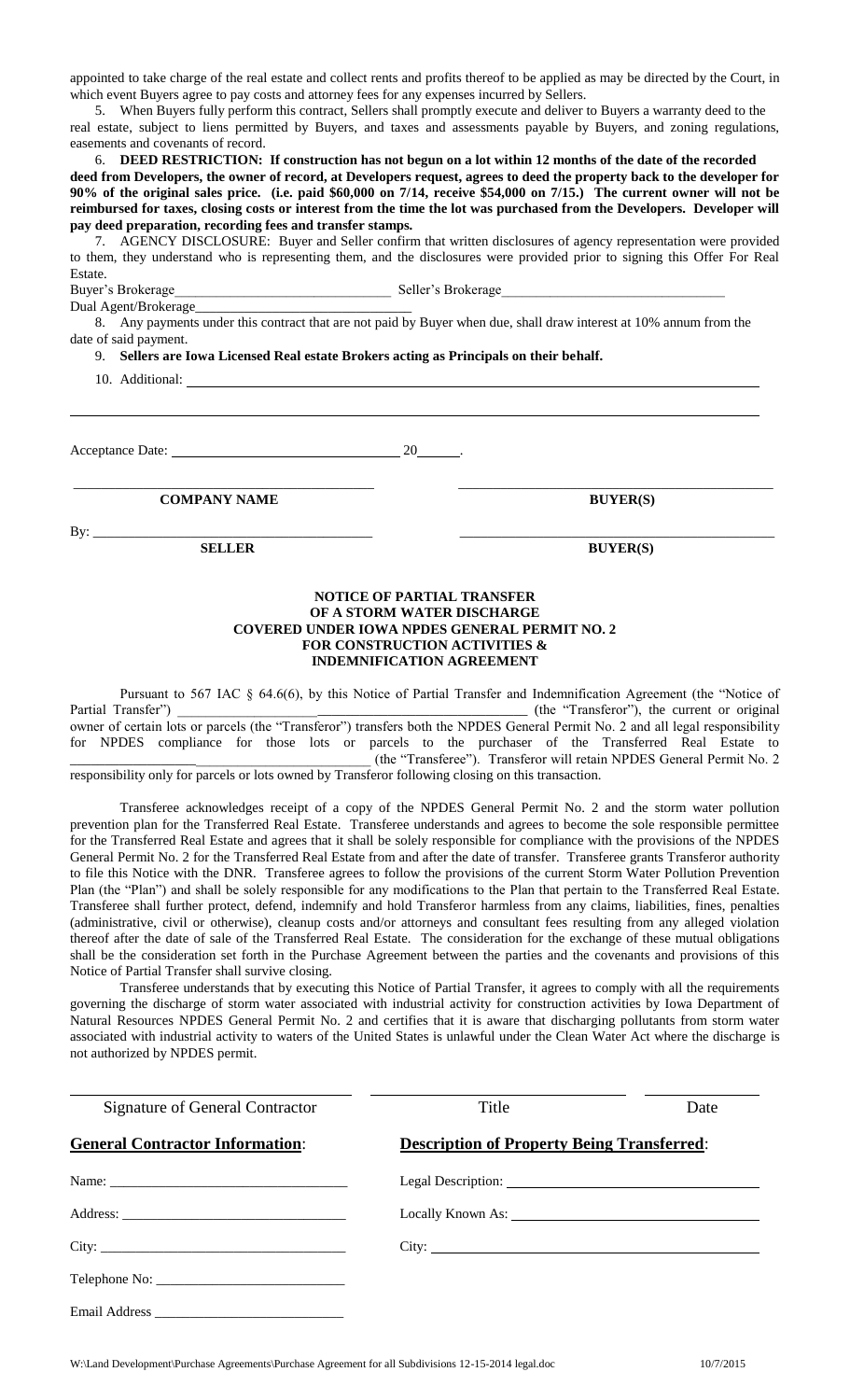appointed to take charge of the real estate and collect rents and profits thereof to be applied as may be directed by the Court, in which event Buyers agree to pay costs and attorney fees for any expenses incurred by Sellers.

5. When Buyers fully perform this contract, Sellers shall promptly execute and deliver to Buyers a warranty deed to the real estate, subject to liens permitted by Buyers, and taxes and assessments payable by Buyers, and zoning regulations, easements and covenants of record.

6. **DEED RESTRICTION: If construction has not begun on a lot within 12 months of the date of the recorded deed from Developers, the owner of record, at Developers request, agrees to deed the property back to the developer for 90% of the original sales price. (i.e. paid $60,000 on 7/14, receive $54,000 on 7/15.) The current owner will not be reimbursed for taxes, closing costs or interest from the time the lot was purchased from the Developers. Developer will pay deed preparation, recording fees and transfer stamps.**

7. AGENCY DISCLOSURE: Buyer and Seller confirm that written disclosures of agency representation were provided to them, they understand who is representing them, and the disclosures were provided prior to signing this Offer For Real Estate.

Buyer's Brokerage______________________________ Seller's Brokerage______________________________

Dual Agent/Brokerage______________________________

8. Any payments under this contract that are not paid by Buyer when due, shall draw interest at 10% annum from the date of said payment.

9. **Sellers are Iowa Licensed Real estate Brokers acting as Principals on their behalf.**

10. Additional: ______________________________

Acceptance Date: ______________________________ 20______.

______________________________ ______________________________

**COMPANY NAME** **BUYER(S)**

By: ______________________________ ______________________________

**SELLER** **BUYER(S)**

**NOTICE OF PARTIAL TRANSFER**
**OF A STORM WATER DISCHARGE**
**COVERED UNDER IOWA NPDES GENERAL PERMIT NO. 2**
**FOR CONSTRUCTION ACTIVITIES &**
**INDEMNIFICATION AGREEMENT**

Pursuant to 567 IAC § 64.6(6), by this Notice of Partial Transfer and Indemnification Agreement (the "Notice of Partial Transfer") ______________________________ (the "Transferor"), the current or original owner of certain lots or parcels (the "Transferor") transfers both the NPDES General Permit No. 2 and all legal responsibility for NPDES compliance for those lots or parcels to the purchaser of the Transferred Real Estate to ______________________________ (the "Transferee"). Transferor will retain NPDES General Permit No. 2 responsibility only for parcels or lots owned by Transferor following closing on this transaction.

Transferee acknowledges receipt of a copy of the NPDES General Permit No. 2 and the storm water pollution prevention plan for the Transferred Real Estate. Transferee understands and agrees to become the sole responsible permittee for the Transferred Real Estate and agrees that it shall be solely responsible for compliance with the provisions of the NPDES General Permit No. 2 for the Transferred Real Estate from and after the date of transfer. Transferee grants Transferor authority to file this Notice with the DNR. Transferee agrees to follow the provisions of the current Storm Water Pollution Prevention Plan (the "Plan") and shall be solely responsible for any modifications to the Plan that pertain to the Transferred Real Estate. Transferee shall further protect, defend, indemnify and hold Transferor harmless from any claims, liabilities, fines, penalties (administrative, civil or otherwise), cleanup costs and/or attorneys and consultant fees resulting from any alleged violation thereof after the date of sale of the Transferred Real Estate. The consideration for the exchange of these mutual obligations shall be the consideration set forth in the Purchase Agreement between the parties and the covenants and provisions of this Notice of Partial Transfer shall survive closing.

Transferee understands that by executing this Notice of Partial Transfer, it agrees to comply with all the requirements governing the discharge of storm water associated with industrial activity for construction activities by Iowa Department of Natural Resources NPDES General Permit No. 2 and certifies that it is aware that discharging pollutants from storm water associated with industrial activity to waters of the United States is unlawful under the Clean Water Act where the discharge is not authorized by NPDES permit.

______________________________ ______________________________ ______________

Signature of General Contractor Title Date

**General Contractor Information**:

Name: ______________________________

Address: ______________________________

City: ______________________________

Telephone No: ______________________________

Email Address ______________________________

**Description of Property Being Transferred**:

Legal Description: ______________________________

Locally Known As: ______________________________

City: ______________________________

W:\Land Development\Purchase Agreements\Purchase Agreement for all Subdivisions 12-15-2014 legal.doc 10/7/2015